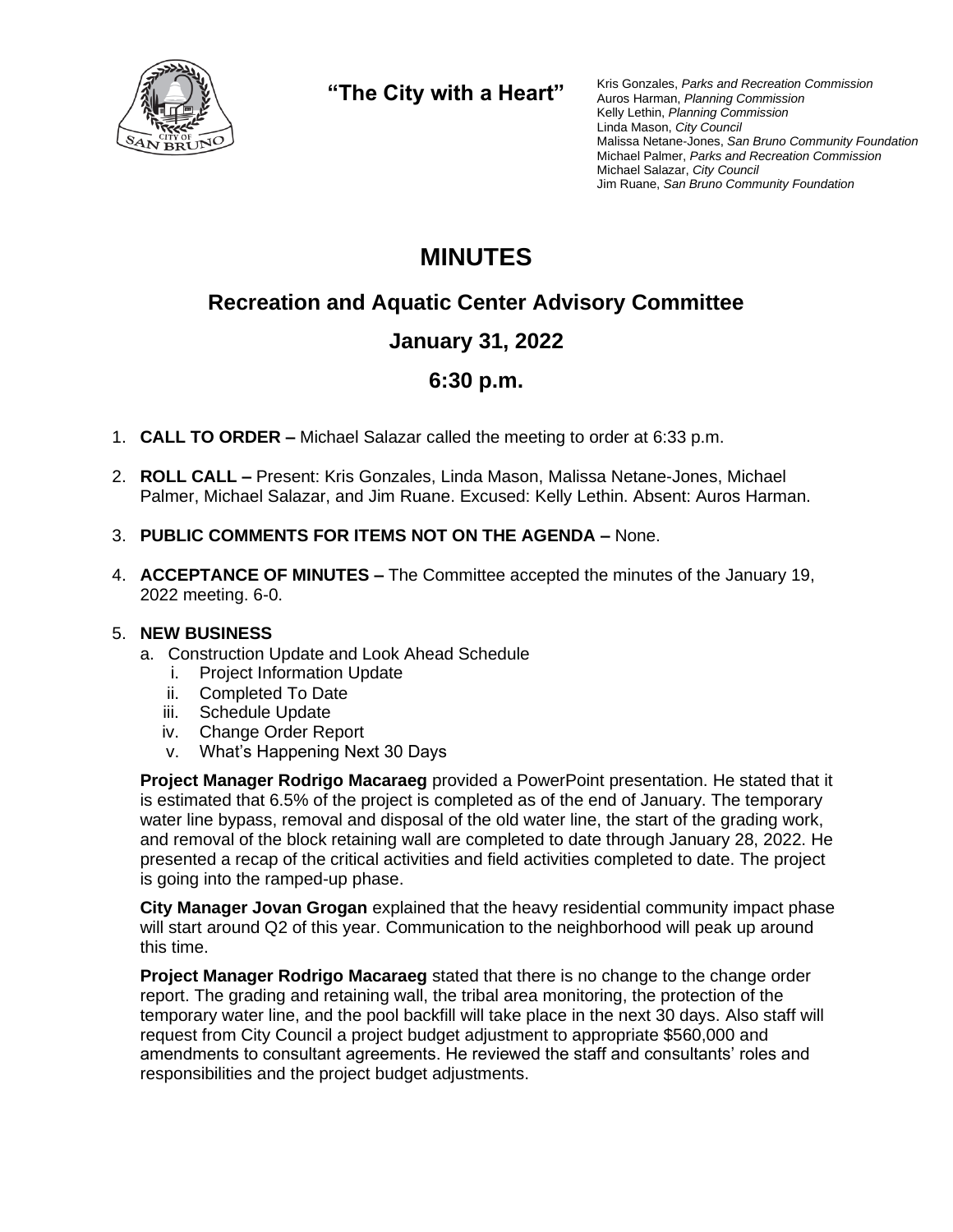**"The City with a Heart"**

Kris Gonzales, *Parks and Recreation Commission*
Auros Harman, *Planning Commission*
Kelly Lethin, *Planning Commission*
Linda Mason, *City Council*
Malissa Netane-Jones, *San Bruno Community Foundation*
Michael Palmer, *Parks and Recreation Commission*
Michael Salazar, *City Council*
Jim Ruane, *San Bruno Community Foundation*

# MINUTES

## Recreation and Aquatic Center Advisory Committee

## January 31, 2022

## 6:30 p.m.

1. **CALL TO ORDER –** Michael Salazar called the meeting to order at 6:33 p.m.

2. **ROLL CALL –** Present: Kris Gonzales, Linda Mason, Malissa Netane-Jones, Michael Palmer, Michael Salazar, and Jim Ruane. Excused: Kelly Lethin. Absent: Auros Harman.

3. **PUBLIC COMMENTS FOR ITEMS NOT ON THE AGENDA –** None.

4. **ACCEPTANCE OF MINUTES –** The Committee accepted the minutes of the January 19, 2022 meeting. 6-0.

5. **NEW BUSINESS**
   a. Construction Update and Look Ahead Schedule
      i. Project Information Update
      ii. Completed To Date
      iii. Schedule Update
      iv. Change Order Report
      v. What's Happening Next 30 Days

   **Project Manager Rodrigo Macaraeg** provided a PowerPoint presentation. He stated that it is estimated that 6.5% of the project is completed as of the end of January. The temporary water line bypass, removal and disposal of the old water line, the start of the grading work, and removal of the block retaining wall are completed to date through January 28, 2022. He presented a recap of the critical activities and field activities completed to date. The project is going into the ramped-up phase.

   **City Manager Jovan Grogan** explained that the heavy residential community impact phase will start around Q2 of this year. Communication to the neighborhood will peak up around this time.

   **Project Manager Rodrigo Macaraeg** stated that there is no change to the change order report. The grading and retaining wall, the tribal area monitoring, the protection of the temporary water line, and the pool backfill will take place in the next 30 days. Also staff will request from City Council a project budget adjustment to appropriate $560,000 and amendments to consultant agreements. He reviewed the staff and consultants' roles and responsibilities and the project budget adjustments.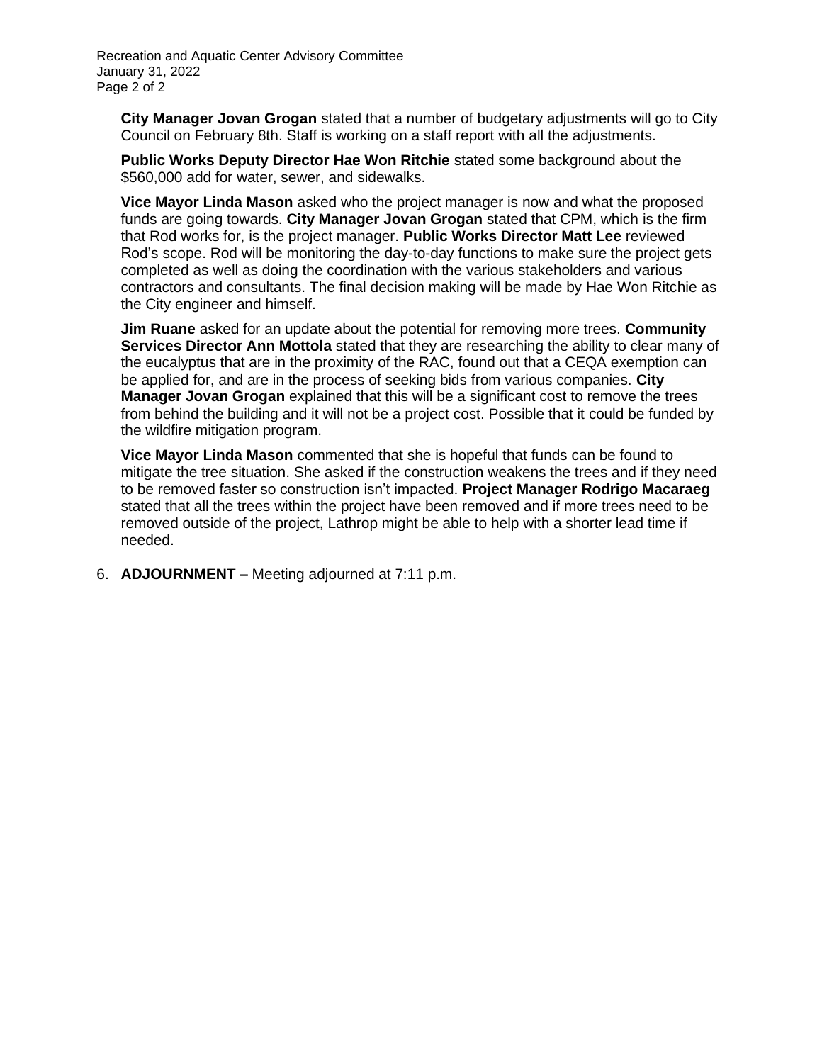**City Manager Jovan Grogan** stated that a number of budgetary adjustments will go to City Council on February 8th. Staff is working on a staff report with all the adjustments.

**Public Works Deputy Director Hae Won Ritchie** stated some background about the $560,000 add for water, sewer, and sidewalks.

**Vice Mayor Linda Mason** asked who the project manager is now and what the proposed funds are going towards. **City Manager Jovan Grogan** stated that CPM, which is the firm that Rod works for, is the project manager. **Public Works Director Matt Lee** reviewed Rod's scope. Rod will be monitoring the day-to-day functions to make sure the project gets completed as well as doing the coordination with the various stakeholders and various contractors and consultants. The final decision making will be made by Hae Won Ritchie as the City engineer and himself.

**Jim Ruane** asked for an update about the potential for removing more trees. **Community Services Director Ann Mottola** stated that they are researching the ability to clear many of the eucalyptus that are in the proximity of the RAC, found out that a CEQA exemption can be applied for, and are in the process of seeking bids from various companies. **City Manager Jovan Grogan** explained that this will be a significant cost to remove the trees from behind the building and it will not be a project cost. Possible that it could be funded by the wildfire mitigation program.

**Vice Mayor Linda Mason** commented that she is hopeful that funds can be found to mitigate the tree situation. She asked if the construction weakens the trees and if they need to be removed faster so construction isn't impacted. **Project Manager Rodrigo Macaraeg** stated that all the trees within the project have been removed and if more trees need to be removed outside of the project, Lathrop might be able to help with a shorter lead time if needed.

6. **ADJOURNMENT –** Meeting adjourned at 7:11 p.m.